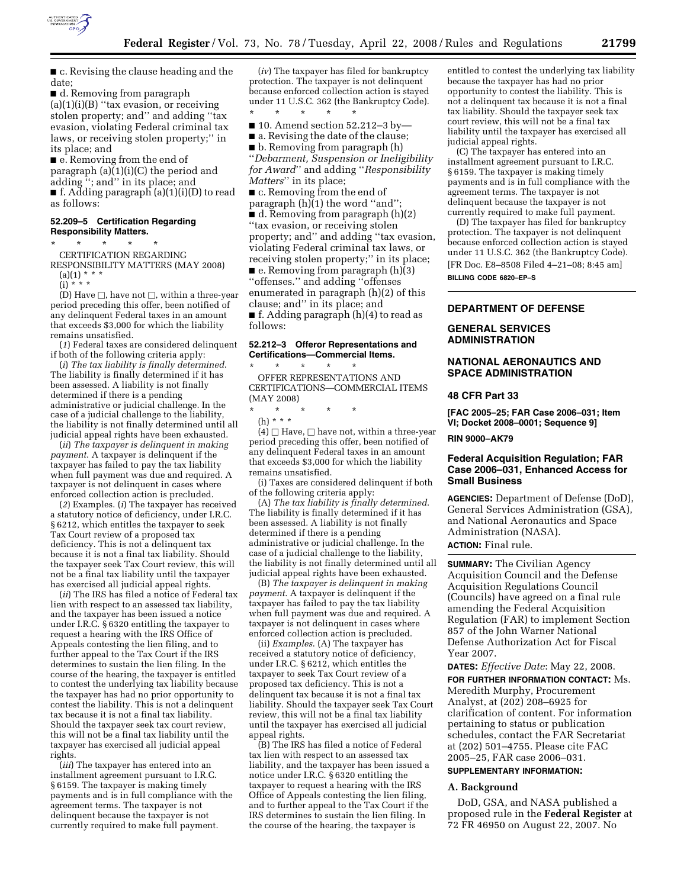■ c. Revising the clause heading and the date;

■ d. Removing from paragraph (a)(1)(i)(B) ''tax evasion, or receiving stolen property; and'' and adding ''tax evasion, violating Federal criminal tax laws, or receiving stolen property;'' in its place; and

■ e. Removing from the end of paragraph (a)(1)(i)(C) the period and adding ''; and'' in its place; and

■ f. Adding paragraph (a)(1)(i)(D) to read as follows:

### 52.209–5 Certification Regarding Responsibility Matters.

\* \* \* \* \*

CERTIFICATION REGARDING RESPONSIBILITY MATTERS (MAY 2008)

(a)(1) \* \* \*

(i) \* \* \*

(D) Have ☐, have not ☐, within a three-year period preceding this offer, been notified of any delinquent Federal taxes in an amount that exceeds $3,000 for which the liability remains unsatisfied.

(*1*) Federal taxes are considered delinquent if both of the following criteria apply:

(*i*) *The tax liability is finally determined.* The liability is finally determined if it has been assessed. A liability is not finally determined if there is a pending administrative or judicial challenge. In the case of a judicial challenge to the liability, the liability is not finally determined until all judicial appeal rights have been exhausted.

(*ii*) *The taxpayer is delinquent in making payment.* A taxpayer is delinquent if the taxpayer has failed to pay the tax liability when full payment was due and required. A taxpayer is not delinquent in cases where enforced collection action is precluded.

(*2*) Examples. (*i*) The taxpayer has received a statutory notice of deficiency, under I.R.C. § 6212, which entitles the taxpayer to seek Tax Court review of a proposed tax deficiency. This is not a delinquent tax because it is not a final tax liability. Should the taxpayer seek Tax Court review, this will not be a final tax liability until the taxpayer has exercised all judicial appeal rights.

(*ii*) The IRS has filed a notice of Federal tax lien with respect to an assessed tax liability, and the taxpayer has been issued a notice under I.R.C. § 6320 entitling the taxpayer to request a hearing with the IRS Office of Appeals contesting the lien filing, and to further appeal to the Tax Court if the IRS determines to sustain the lien filing. In the course of the hearing, the taxpayer is entitled to contest the underlying tax liability because the taxpayer has had no prior opportunity to contest the liability. This is not a delinquent tax because it is not a final tax liability. Should the taxpayer seek tax court review, this will not be a final tax liability until the taxpayer has exercised all judicial appeal rights.

(*iii*) The taxpayer has entered into an installment agreement pursuant to I.R.C. § 6159. The taxpayer is making timely payments and is in full compliance with the agreement terms. The taxpayer is not delinquent because the taxpayer is not currently required to make full payment.

(*iv*) The taxpayer has filed for bankruptcy protection. The taxpayer is not delinquent because enforced collection action is stayed under 11 U.S.C. 362 (the Bankruptcy Code).

\* \* \* \* \*

■ 10. Amend section 52.212–3 by—

■ a. Revising the date of the clause;

■ b. Removing from paragraph (h) ''*Debarment, Suspension or Ineligibility for Award*'' and adding ''*Responsibility Matters*'' in its place;

■ c. Removing from the end of paragraph (h)(1) the word ''and'';

■ d. Removing from paragraph (h)(2) ''tax evasion, or receiving stolen property; and'' and adding ''tax evasion, violating Federal criminal tax laws, or receiving stolen property;'' in its place;

■ e. Removing from paragraph (h)(3) ''offenses.'' and adding ''offenses enumerated in paragraph (h)(2) of this clause; and'' in its place; and

■ f. Adding paragraph (h)(4) to read as follows:

### 52.212–3 Offeror Representations and Certifications—Commercial Items.

\* \* \* \* \*

OFFER REPRESENTATIONS AND CERTIFICATIONS—COMMERCIAL ITEMS (MAY 2008)

\* \* \* \* \*

(h) \* \* \*

(4) ☐ Have, ☐ have not, within a three-year period preceding this offer, been notified of any delinquent Federal taxes in an amount that exceeds $3,000 for which the liability remains unsatisfied.

(i) Taxes are considered delinquent if both of the following criteria apply:

(A) *The tax liability is finally determined.* The liability is finally determined if it has been assessed. A liability is not finally determined if there is a pending administrative or judicial challenge. In the case of a judicial challenge to the liability, the liability is not finally determined until all judicial appeal rights have been exhausted.

(B) *The taxpayer is delinquent in making payment.* A taxpayer is delinquent if the taxpayer has failed to pay the tax liability when full payment was due and required. A taxpayer is not delinquent in cases where enforced collection action is precluded.

(ii) *Examples.* (A) The taxpayer has received a statutory notice of deficiency, under I.R.C. § 6212, which entitles the taxpayer to seek Tax Court review of a proposed tax deficiency. This is not a delinquent tax because it is not a final tax liability. Should the taxpayer seek Tax Court review, this will not be a final tax liability until the taxpayer has exercised all judicial appeal rights.

(B) The IRS has filed a notice of Federal tax lien with respect to an assessed tax liability, and the taxpayer has been issued a notice under I.R.C. § 6320 entitling the taxpayer to request a hearing with the IRS Office of Appeals contesting the lien filing, and to further appeal to the Tax Court if the IRS determines to sustain the lien filing. In the course of the hearing, the taxpayer is entitled to contest the underlying tax liability because the taxpayer has had no prior opportunity to contest the liability. This is not a delinquent tax because it is not a final tax liability. Should the taxpayer seek tax court review, this will not be a final tax liability until the taxpayer has exercised all judicial appeal rights.

(C) The taxpayer has entered into an installment agreement pursuant to I.R.C. § 6159. The taxpayer is making timely payments and is in full compliance with the agreement terms. The taxpayer is not delinquent because the taxpayer is not currently required to make full payment.

(D) The taxpayer has filed for bankruptcy protection. The taxpayer is not delinquent because enforced collection action is stayed under 11 U.S.C. 362 (the Bankruptcy Code).

[FR Doc. E8–8508 Filed 4–21–08; 8:45 am]

**BILLING CODE 6820–EP–S**

---

## DEPARTMENT OF DEFENSE

## GENERAL SERVICES ADMINISTRATION

## NATIONAL AERONAUTICS AND SPACE ADMINISTRATION

### 48 CFR Part 33

**[FAC 2005–25; FAR Case 2006–031; Item VI; Docket 2008–0001; Sequence 9]**

**RIN 9000–AK79**

### Federal Acquisition Regulation; FAR Case 2006–031, Enhanced Access for Small Business

**AGENCIES:** Department of Defense (DoD), General Services Administration (GSA), and National Aeronautics and Space Administration (NASA).

**ACTION:** Final rule.

**SUMMARY:** The Civilian Agency Acquisition Council and the Defense Acquisition Regulations Council (Councils) have agreed on a final rule amending the Federal Acquisition Regulation (FAR) to implement Section 857 of the John Warner National Defense Authorization Act for Fiscal Year 2007.

**DATES:** *Effective Date*: May 22, 2008.

**FOR FURTHER INFORMATION CONTACT:** Ms. Meredith Murphy, Procurement Analyst, at (202) 208–6925 for clarification of content. For information pertaining to status or publication schedules, contact the FAR Secretariat at (202) 501–4755. Please cite FAC 2005–25, FAR case 2006–031.

**SUPPLEMENTARY INFORMATION:**

#### A. Background

DoD, GSA, and NASA published a proposed rule in the **Federal Register** at 72 FR 46950 on August 22, 2007. No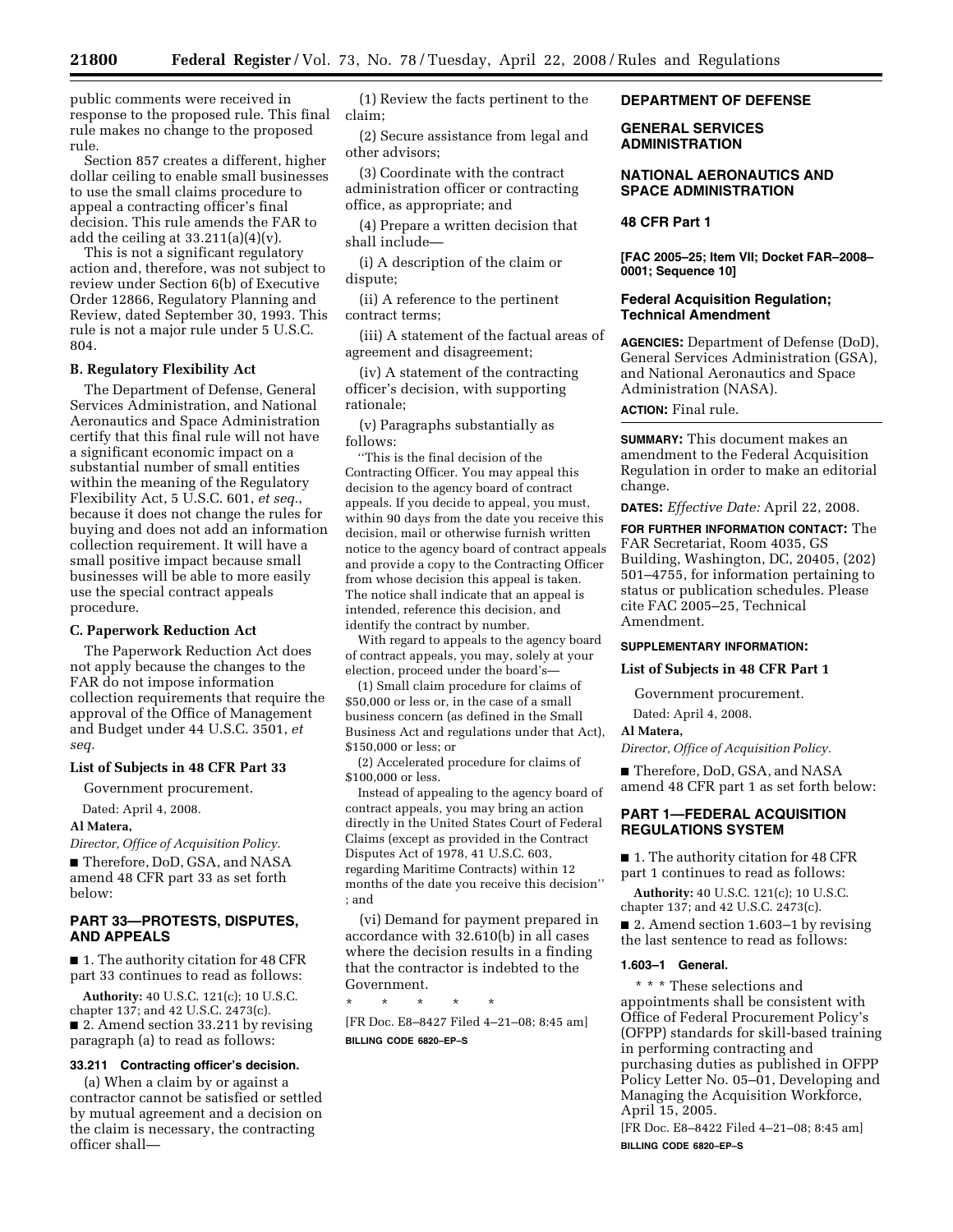public comments were received in response to the proposed rule. This final rule makes no change to the proposed rule.

Section 857 creates a different, higher dollar ceiling to enable small businesses to use the small claims procedure to appeal a contracting officer's final decision. This rule amends the FAR to add the ceiling at 33.211(a)(4)(v).

This is not a significant regulatory action and, therefore, was not subject to review under Section 6(b) of Executive Order 12866, Regulatory Planning and Review, dated September 30, 1993. This rule is not a major rule under 5 U.S.C. 804.

**B. Regulatory Flexibility Act**

The Department of Defense, General Services Administration, and National Aeronautics and Space Administration certify that this final rule will not have a significant economic impact on a substantial number of small entities within the meaning of the Regulatory Flexibility Act, 5 U.S.C. 601, *et seq.*, because it does not change the rules for buying and does not add an information collection requirement. It will have a small positive impact because small businesses will be able to more easily use the special contract appeals procedure.

**C. Paperwork Reduction Act**

The Paperwork Reduction Act does not apply because the changes to the FAR do not impose information collection requirements that require the approval of the Office of Management and Budget under 44 U.S.C. 3501, *et seq.*

**List of Subjects in 48 CFR Part 33**

Government procurement.

Dated: April 4, 2008.

**Al Matera,**

*Director, Office of Acquisition Policy.*

■ Therefore, DoD, GSA, and NASA amend 48 CFR part 33 as set forth below:

## PART 33—PROTESTS, DISPUTES, AND APPEALS

■ 1. The authority citation for 48 CFR part 33 continues to read as follows:

**Authority:** 40 U.S.C. 121(c); 10 U.S.C. chapter 137; and 42 U.S.C. 2473(c).

■ 2. Amend section 33.211 by revising paragraph (a) to read as follows:

**33.211 Contracting officer's decision.**

(a) When a claim by or against a contractor cannot be satisfied or settled by mutual agreement and a decision on the claim is necessary, the contracting officer shall—

(1) Review the facts pertinent to the claim;

(2) Secure assistance from legal and other advisors;

(3) Coordinate with the contract administration officer or contracting office, as appropriate; and

(4) Prepare a written decision that shall include—

(i) A description of the claim or dispute;

(ii) A reference to the pertinent contract terms;

(iii) A statement of the factual areas of agreement and disagreement;

(iv) A statement of the contracting officer's decision, with supporting rationale;

(v) Paragraphs substantially as follows:

''This is the final decision of the Contracting Officer. You may appeal this decision to the agency board of contract appeals. If you decide to appeal, you must, within 90 days from the date you receive this decision, mail or otherwise furnish written notice to the agency board of contract appeals and provide a copy to the Contracting Officer from whose decision this appeal is taken. The notice shall indicate that an appeal is intended, reference this decision, and identify the contract by number.

With regard to appeals to the agency board of contract appeals, you may, solely at your election, proceed under the board's—

(1) Small claim procedure for claims of $50,000 or less or, in the case of a small business concern (as defined in the Small Business Act and regulations under that Act), $150,000 or less; or

(2) Accelerated procedure for claims of $100,000 or less.

Instead of appealing to the agency board of contract appeals, you may bring an action directly in the United States Court of Federal Claims (except as provided in the Contract Disputes Act of 1978, 41 U.S.C. 603, regarding Maritime Contracts) within 12 months of the date you receive this decision'' ; and

(vi) Demand for payment prepared in accordance with 32.610(b) in all cases where the decision results in a finding that the contractor is indebted to the Government.

\* \* \* \* \*

[FR Doc. E8–8427 Filed 4–21–08; 8:45 am]

**BILLING CODE 6820–EP–S**

**DEPARTMENT OF DEFENSE**

**GENERAL SERVICES ADMINISTRATION**

**NATIONAL AERONAUTICS AND SPACE ADMINISTRATION**

**48 CFR Part 1**

**[FAC 2005–25; Item VII; Docket FAR–2008–0001; Sequence 10]**

## Federal Acquisition Regulation; Technical Amendment

**AGENCIES:** Department of Defense (DoD), General Services Administration (GSA), and National Aeronautics and Space Administration (NASA).

**ACTION:** Final rule.

**SUMMARY:** This document makes an amendment to the Federal Acquisition Regulation in order to make an editorial change.

**DATES:** *Effective Date:* April 22, 2008.

**FOR FURTHER INFORMATION CONTACT:** The FAR Secretariat, Room 4035, GS Building, Washington, DC, 20405, (202) 501–4755, for information pertaining to status or publication schedules. Please cite FAC 2005–25, Technical Amendment.

**SUPPLEMENTARY INFORMATION:**

**List of Subjects in 48 CFR Part 1**

Government procurement.

Dated: April 4, 2008.

**Al Matera,**

*Director, Office of Acquisition Policy.*

■ Therefore, DoD, GSA, and NASA amend 48 CFR part 1 as set forth below:

## PART 1—FEDERAL ACQUISITION REGULATIONS SYSTEM

■ 1. The authority citation for 48 CFR part 1 continues to read as follows:

**Authority:** 40 U.S.C. 121(c); 10 U.S.C. chapter 137; and 42 U.S.C. 2473(c).

■ 2. Amend section 1.603–1 by revising the last sentence to read as follows:

**1.603–1 General.**

\* \* \* These selections and appointments shall be consistent with Office of Federal Procurement Policy's (OFPP) standards for skill-based training in performing contracting and purchasing duties as published in OFPP Policy Letter No. 05–01, Developing and Managing the Acquisition Workforce, April 15, 2005.

[FR Doc. E8–8422 Filed 4–21–08; 8:45 am]

**BILLING CODE 6820–EP–S**